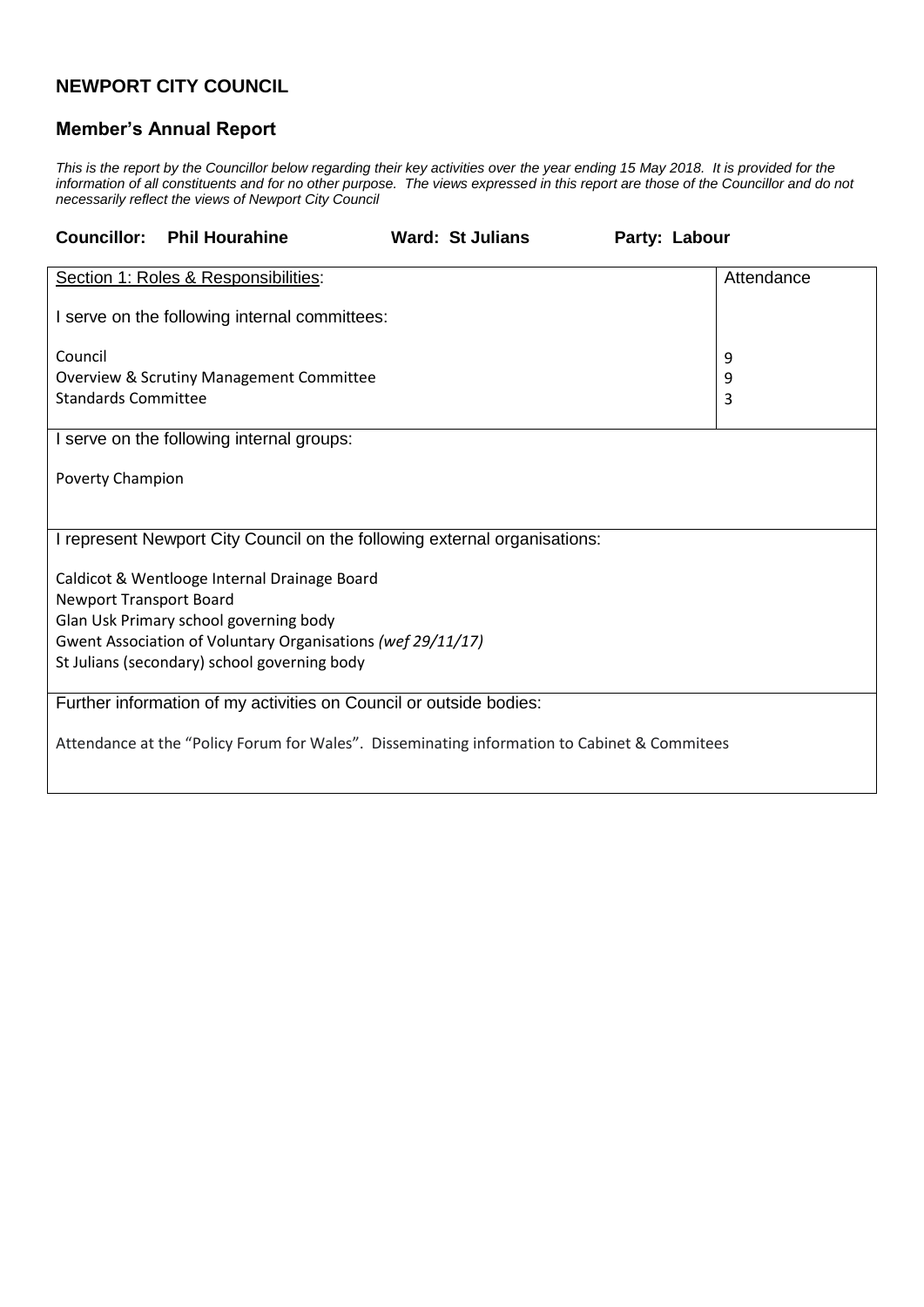## NEWPORT CITY COUNCIL

### Member's Annual Report

*This is the report by the Councillor below regarding their key activities over the year ending 15 May 2018. It is provided for the information of all constituents and for no other purpose. The views expressed in this report are those of the Councillor and do not necessarily reflect the views of Newport City Council*

**Councillor: Phil Hourahine** **Ward: St Julians** **Party: Labour**

| Section 1: Roles & Responsibilities: | Attendance |
|---|---|
| I serve on the following internal committees: | |
| Council | 9 |
| Overview & Scrutiny Management Committee | 9 |
| Standards Committee | 3 |

I serve on the following internal groups:

Poverty Champion

I represent Newport City Council on the following external organisations:

Caldicot & Wentlooge Internal Drainage Board
Newport Transport Board
Glan Usk Primary school governing body
Gwent Association of Voluntary Organisations *(wef 29/11/17)*
St Julians (secondary) school governing body

Further information of my activities on Council or outside bodies:

Attendance at the "Policy Forum for Wales". Disseminating information to Cabinet & Commitees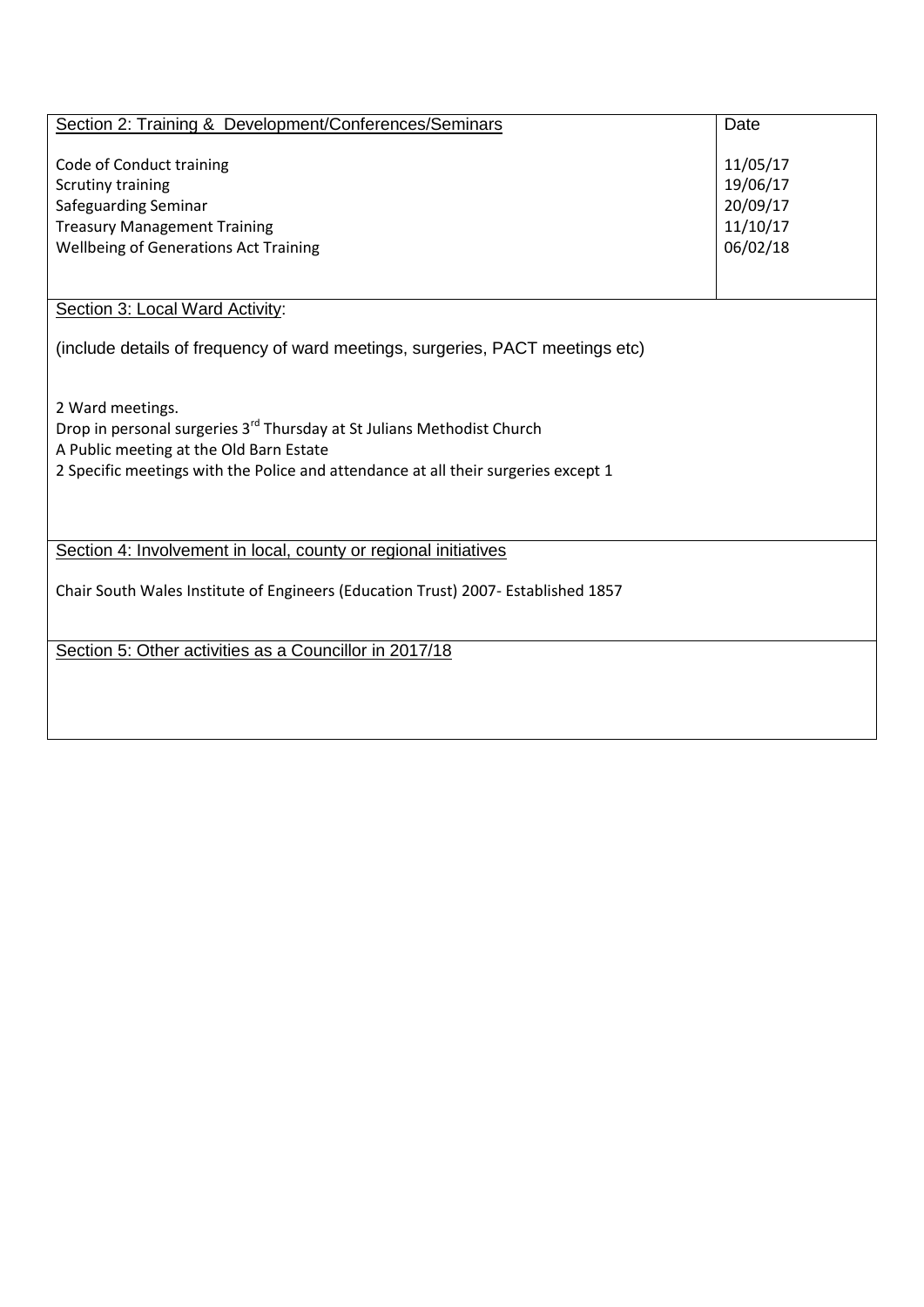| Section 2: Training & Development/Conferences/Seminars | Date |
| --- | --- |
| Code of Conduct training | 11/05/17 |
| Scrutiny training | 19/06/17 |
| Safeguarding Seminar | 20/09/17 |
| Treasury Management Training | 11/10/17 |
| Wellbeing of Generations Act Training | 06/02/18 |

## Section 3: Local Ward Activity:

(include details of frequency of ward meetings, surgeries, PACT meetings etc)

2 Ward meetings.
Drop in personal surgeries 3rd Thursday at St Julians Methodist Church
A Public meeting at the Old Barn Estate
2 Specific meetings with the Police and attendance at all their surgeries except 1

## Section 4: Involvement in local, county or regional initiatives

Chair South Wales Institute of Engineers (Education Trust) 2007- Established 1857

## Section 5: Other activities as a Councillor in 2017/18